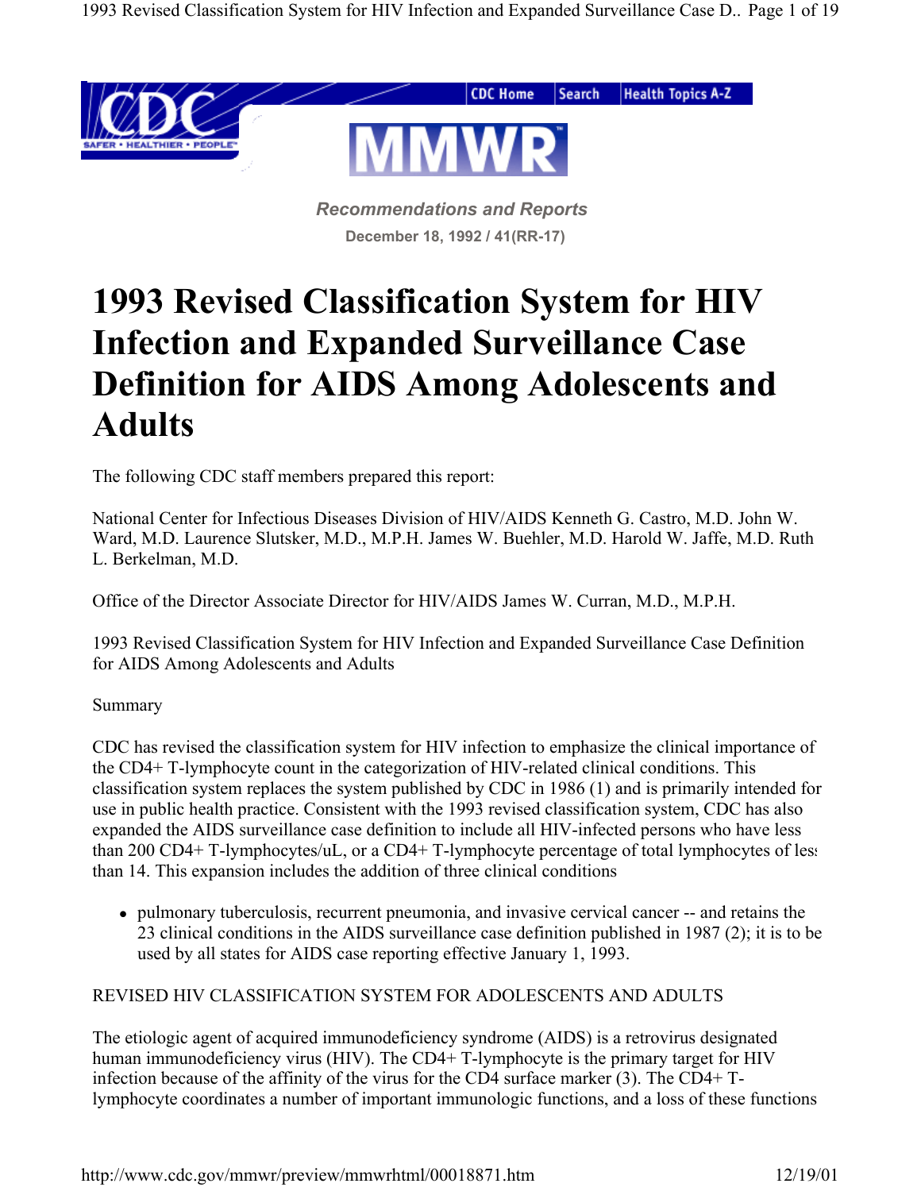*Recommendations and Reports*

**December 18, 1992 / 41(RR-17)**

# 1993 Revised Classification System for HIV Infection and Expanded Surveillance Case Definition for AIDS Among Adolescents and Adults

The following CDC staff members prepared this report:

National Center for Infectious Diseases Division of HIV/AIDS Kenneth G. Castro, M.D. John W. Ward, M.D. Laurence Slutsker, M.D., M.P.H. James W. Buehler, M.D. Harold W. Jaffe, M.D. Ruth L. Berkelman, M.D.

Office of the Director Associate Director for HIV/AIDS James W. Curran, M.D., M.P.H.

1993 Revised Classification System for HIV Infection and Expanded Surveillance Case Definition for AIDS Among Adolescents and Adults

Summary

CDC has revised the classification system for HIV infection to emphasize the clinical importance of the CD4+ T-lymphocyte count in the categorization of HIV-related clinical conditions. This classification system replaces the system published by CDC in 1986 (1) and is primarily intended for use in public health practice. Consistent with the 1993 revised classification system, CDC has also expanded the AIDS surveillance case definition to include all HIV-infected persons who have less than 200 CD4+ T-lymphocytes/uL, or a CD4+ T-lymphocyte percentage of total lymphocytes of less than 14. This expansion includes the addition of three clinical conditions

- pulmonary tuberculosis, recurrent pneumonia, and invasive cervical cancer -- and retains the 23 clinical conditions in the AIDS surveillance case definition published in 1987 (2); it is to be used by all states for AIDS case reporting effective January 1, 1993.

REVISED HIV CLASSIFICATION SYSTEM FOR ADOLESCENTS AND ADULTS

The etiologic agent of acquired immunodeficiency syndrome (AIDS) is a retrovirus designated human immunodeficiency virus (HIV). The CD4+ T-lymphocyte is the primary target for HIV infection because of the affinity of the virus for the CD4 surface marker (3). The CD4+ T-lymphocyte coordinates a number of important immunologic functions, and a loss of these functions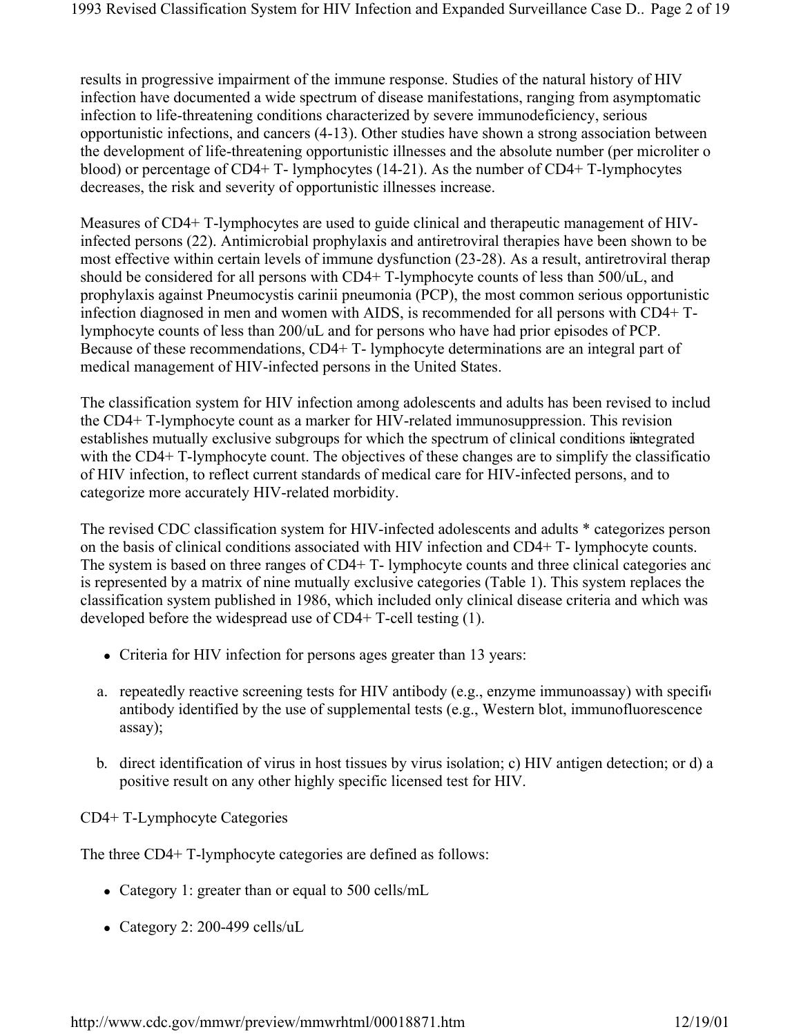results in progressive impairment of the immune response. Studies of the natural history of HIV infection have documented a wide spectrum of disease manifestations, ranging from asymptomatic infection to life-threatening conditions characterized by severe immunodeficiency, serious opportunistic infections, and cancers (4-13). Other studies have shown a strong association between the development of life-threatening opportunistic illnesses and the absolute number (per microliter o blood) or percentage of CD4+ T- lymphocytes (14-21). As the number of CD4+ T-lymphocytes decreases, the risk and severity of opportunistic illnesses increase.

Measures of CD4+ T-lymphocytes are used to guide clinical and therapeutic management of HIV-infected persons (22). Antimicrobial prophylaxis and antiretroviral therapies have been shown to be most effective within certain levels of immune dysfunction (23-28). As a result, antiretroviral therap should be considered for all persons with CD4+ T-lymphocyte counts of less than 500/uL, and prophylaxis against Pneumocystis carinii pneumonia (PCP), the most common serious opportunistic infection diagnosed in men and women with AIDS, is recommended for all persons with CD4+ T-lymphocyte counts of less than 200/uL and for persons who have had prior episodes of PCP. Because of these recommendations, CD4+ T- lymphocyte determinations are an integral part of medical management of HIV-infected persons in the United States.

The classification system for HIV infection among adolescents and adults has been revised to includ the CD4+ T-lymphocyte count as a marker for HIV-related immunosuppression. This revision establishes mutually exclusive subgroups for which the spectrum of clinical conditions is integrated with the CD4+ T-lymphocyte count. The objectives of these changes are to simplify the classificatio of HIV infection, to reflect current standards of medical care for HIV-infected persons, and to categorize more accurately HIV-related morbidity.

The revised CDC classification system for HIV-infected adolescents and adults * categorizes person on the basis of clinical conditions associated with HIV infection and CD4+ T- lymphocyte counts. The system is based on three ranges of CD4+ T- lymphocyte counts and three clinical categories anc is represented by a matrix of nine mutually exclusive categories (Table 1). This system replaces the classification system published in 1986, which included only clinical disease criteria and which was developed before the widespread use of CD4+ T-cell testing (1).

- Criteria for HIV infection for persons ages greater than 13 years:

a. repeatedly reactive screening tests for HIV antibody (e.g., enzyme immunoassay) with specifi antibody identified by the use of supplemental tests (e.g., Western blot, immunofluorescence assay);

b. direct identification of virus in host tissues by virus isolation; c) HIV antigen detection; or d) a positive result on any other highly specific licensed test for HIV.

CD4+ T-Lymphocyte Categories

The three CD4+ T-lymphocyte categories are defined as follows:

- Category 1: greater than or equal to 500 cells/mL
- Category 2: 200-499 cells/uL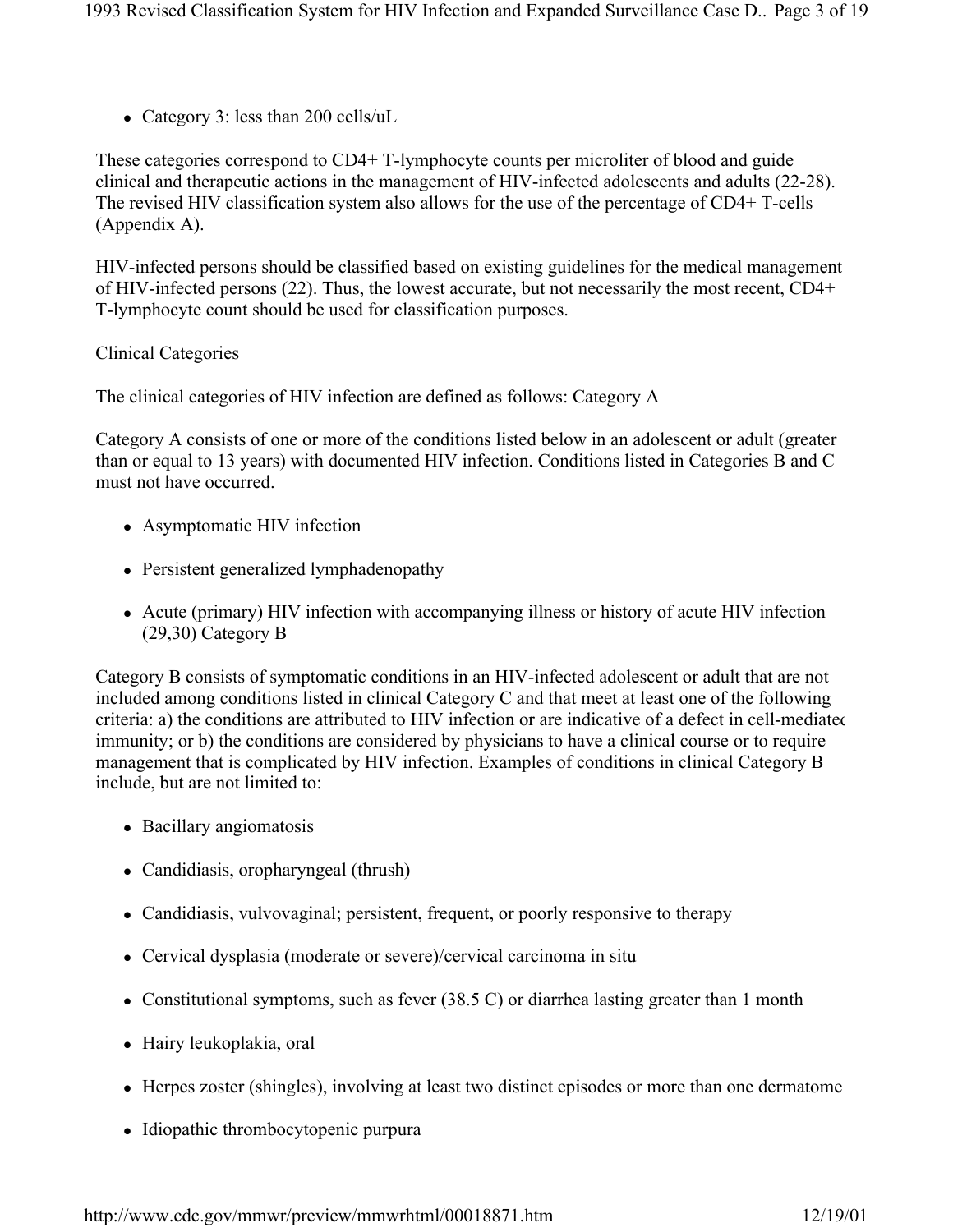- Category 3: less than 200 cells/uL

These categories correspond to CD4+ T-lymphocyte counts per microliter of blood and guide clinical and therapeutic actions in the management of HIV-infected adolescents and adults (22-28). The revised HIV classification system also allows for the use of the percentage of CD4+ T-cells (Appendix A).

HIV-infected persons should be classified based on existing guidelines for the medical management of HIV-infected persons (22). Thus, the lowest accurate, but not necessarily the most recent, CD4+ T-lymphocyte count should be used for classification purposes.

Clinical Categories

The clinical categories of HIV infection are defined as follows: Category A

Category A consists of one or more of the conditions listed below in an adolescent or adult (greater than or equal to 13 years) with documented HIV infection. Conditions listed in Categories B and C must not have occurred.

- Asymptomatic HIV infection
- Persistent generalized lymphadenopathy
- Acute (primary) HIV infection with accompanying illness or history of acute HIV infection (29,30) Category B

Category B consists of symptomatic conditions in an HIV-infected adolescent or adult that are not included among conditions listed in clinical Category C and that meet at least one of the following criteria: a) the conditions are attributed to HIV infection or are indicative of a defect in cell-mediated immunity; or b) the conditions are considered by physicians to have a clinical course or to require management that is complicated by HIV infection. Examples of conditions in clinical Category B include, but are not limited to:

- Bacillary angiomatosis
- Candidiasis, oropharyngeal (thrush)
- Candidiasis, vulvovaginal; persistent, frequent, or poorly responsive to therapy
- Cervical dysplasia (moderate or severe)/cervical carcinoma in situ
- Constitutional symptoms, such as fever (38.5 C) or diarrhea lasting greater than 1 month
- Hairy leukoplakia, oral
- Herpes zoster (shingles), involving at least two distinct episodes or more than one dermatome
- Idiopathic thrombocytopenic purpura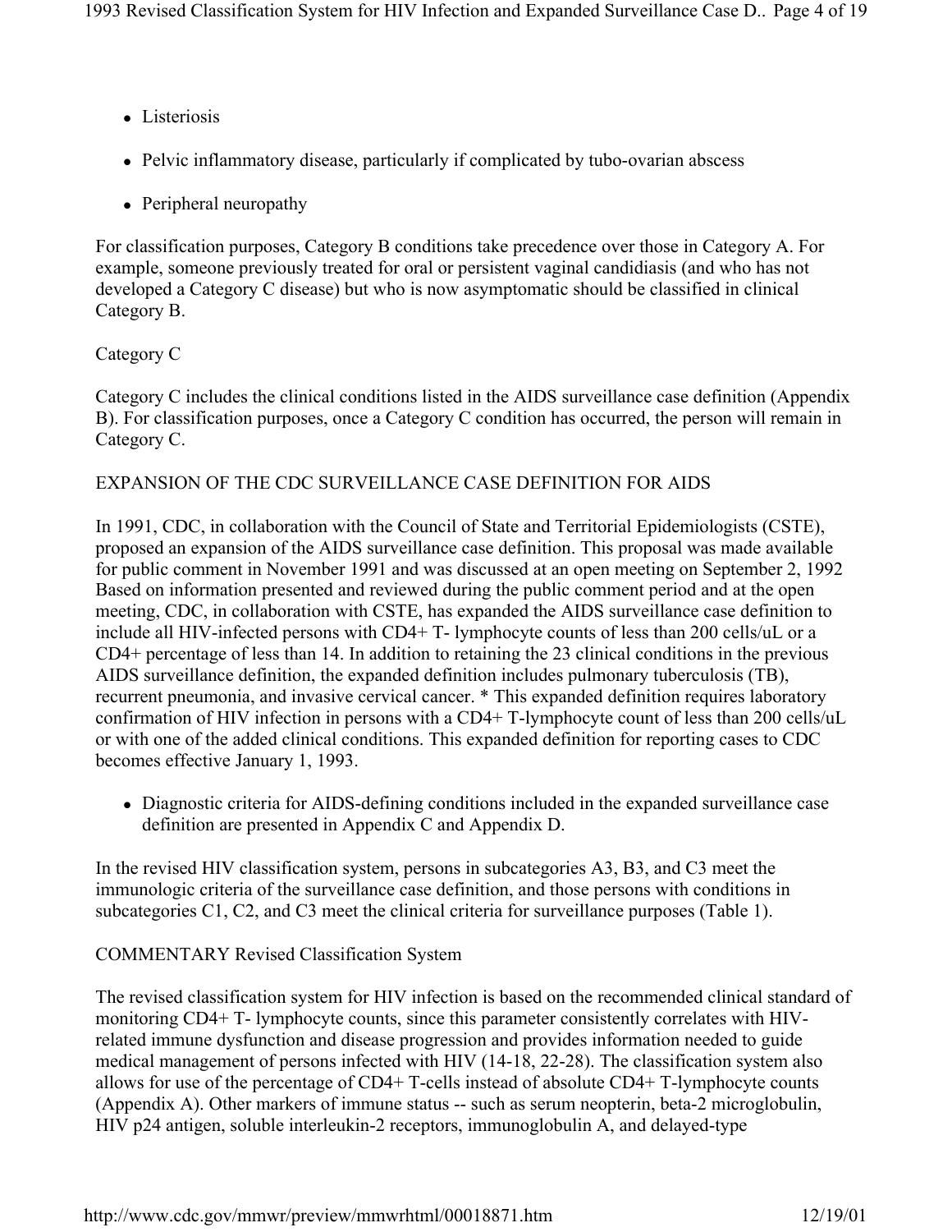- Listeriosis
- Pelvic inflammatory disease, particularly if complicated by tubo-ovarian abscess
- Peripheral neuropathy

For classification purposes, Category B conditions take precedence over those in Category A. For example, someone previously treated for oral or persistent vaginal candidiasis (and who has not developed a Category C disease) but who is now asymptomatic should be classified in clinical Category B.

Category C

Category C includes the clinical conditions listed in the AIDS surveillance case definition (Appendix B). For classification purposes, once a Category C condition has occurred, the person will remain in Category C.

EXPANSION OF THE CDC SURVEILLANCE CASE DEFINITION FOR AIDS

In 1991, CDC, in collaboration with the Council of State and Territorial Epidemiologists (CSTE), proposed an expansion of the AIDS surveillance case definition. This proposal was made available for public comment in November 1991 and was discussed at an open meeting on September 2, 1992 Based on information presented and reviewed during the public comment period and at the open meeting, CDC, in collaboration with CSTE, has expanded the AIDS surveillance case definition to include all HIV-infected persons with CD4+ T- lymphocyte counts of less than 200 cells/uL or a CD4+ percentage of less than 14. In addition to retaining the 23 clinical conditions in the previous AIDS surveillance definition, the expanded definition includes pulmonary tuberculosis (TB), recurrent pneumonia, and invasive cervical cancer. * This expanded definition requires laboratory confirmation of HIV infection in persons with a CD4+ T-lymphocyte count of less than 200 cells/uL or with one of the added clinical conditions. This expanded definition for reporting cases to CDC becomes effective January 1, 1993.

- Diagnostic criteria for AIDS-defining conditions included in the expanded surveillance case definition are presented in Appendix C and Appendix D.

In the revised HIV classification system, persons in subcategories A3, B3, and C3 meet the immunologic criteria of the surveillance case definition, and those persons with conditions in subcategories C1, C2, and C3 meet the clinical criteria for surveillance purposes (Table 1).

COMMENTARY Revised Classification System

The revised classification system for HIV infection is based on the recommended clinical standard of monitoring CD4+ T- lymphocyte counts, since this parameter consistently correlates with HIV-related immune dysfunction and disease progression and provides information needed to guide medical management of persons infected with HIV (14-18, 22-28). The classification system also allows for use of the percentage of CD4+ T-cells instead of absolute CD4+ T-lymphocyte counts (Appendix A). Other markers of immune status -- such as serum neopterin, beta-2 microglobulin, HIV p24 antigen, soluble interleukin-2 receptors, immunoglobulin A, and delayed-type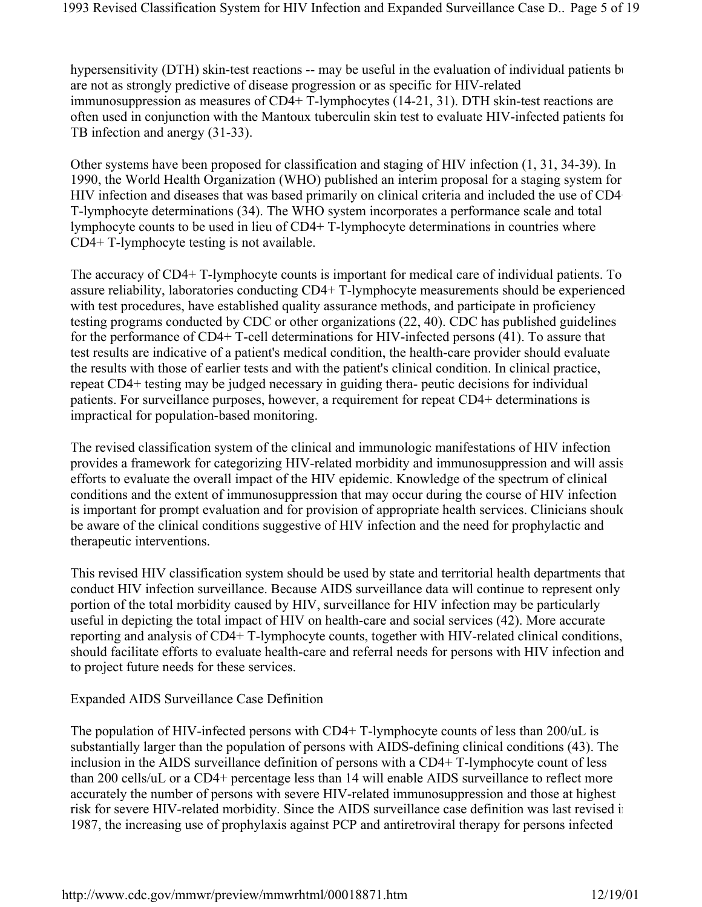hypersensitivity (DTH) skin-test reactions -- may be useful in the evaluation of individual patients but are not as strongly predictive of disease progression or as specific for HIV-related immunosuppression as measures of CD4+ T-lymphocytes (14-21, 31). DTH skin-test reactions are often used in conjunction with the Mantoux tuberculin skin test to evaluate HIV-infected patients for TB infection and anergy (31-33).

Other systems have been proposed for classification and staging of HIV infection (1, 31, 34-39). In 1990, the World Health Organization (WHO) published an interim proposal for a staging system for HIV infection and diseases that was based primarily on clinical criteria and included the use of CD4+ T-lymphocyte determinations (34). The WHO system incorporates a performance scale and total lymphocyte counts to be used in lieu of CD4+ T-lymphocyte determinations in countries where CD4+ T-lymphocyte testing is not available.

The accuracy of CD4+ T-lymphocyte counts is important for medical care of individual patients. To assure reliability, laboratories conducting CD4+ T-lymphocyte measurements should be experienced with test procedures, have established quality assurance methods, and participate in proficiency testing programs conducted by CDC or other organizations (22, 40). CDC has published guidelines for the performance of CD4+ T-cell determinations for HIV-infected persons (41). To assure that test results are indicative of a patient's medical condition, the health-care provider should evaluate the results with those of earlier tests and with the patient's clinical condition. In clinical practice, repeat CD4+ testing may be judged necessary in guiding thera- peutic decisions for individual patients. For surveillance purposes, however, a requirement for repeat CD4+ determinations is impractical for population-based monitoring.

The revised classification system of the clinical and immunologic manifestations of HIV infection provides a framework for categorizing HIV-related morbidity and immunosuppression and will assist efforts to evaluate the overall impact of the HIV epidemic. Knowledge of the spectrum of clinical conditions and the extent of immunosuppression that may occur during the course of HIV infection is important for prompt evaluation and for provision of appropriate health services. Clinicians should be aware of the clinical conditions suggestive of HIV infection and the need for prophylactic and therapeutic interventions.

This revised HIV classification system should be used by state and territorial health departments that conduct HIV infection surveillance. Because AIDS surveillance data will continue to represent only portion of the total morbidity caused by HIV, surveillance for HIV infection may be particularly useful in depicting the total impact of HIV on health-care and social services (42). More accurate reporting and analysis of CD4+ T-lymphocyte counts, together with HIV-related clinical conditions, should facilitate efforts to evaluate health-care and referral needs for persons with HIV infection and to project future needs for these services.

## Expanded AIDS Surveillance Case Definition

The population of HIV-infected persons with CD4+ T-lymphocyte counts of less than 200/uL is substantially larger than the population of persons with AIDS-defining clinical conditions (43). The inclusion in the AIDS surveillance definition of persons with a CD4+ T-lymphocyte count of less than 200 cells/uL or a CD4+ percentage less than 14 will enable AIDS surveillance to reflect more accurately the number of persons with severe HIV-related immunosuppression and those at highest risk for severe HIV-related morbidity. Since the AIDS surveillance case definition was last revised in 1987, the increasing use of prophylaxis against PCP and antiretroviral therapy for persons infected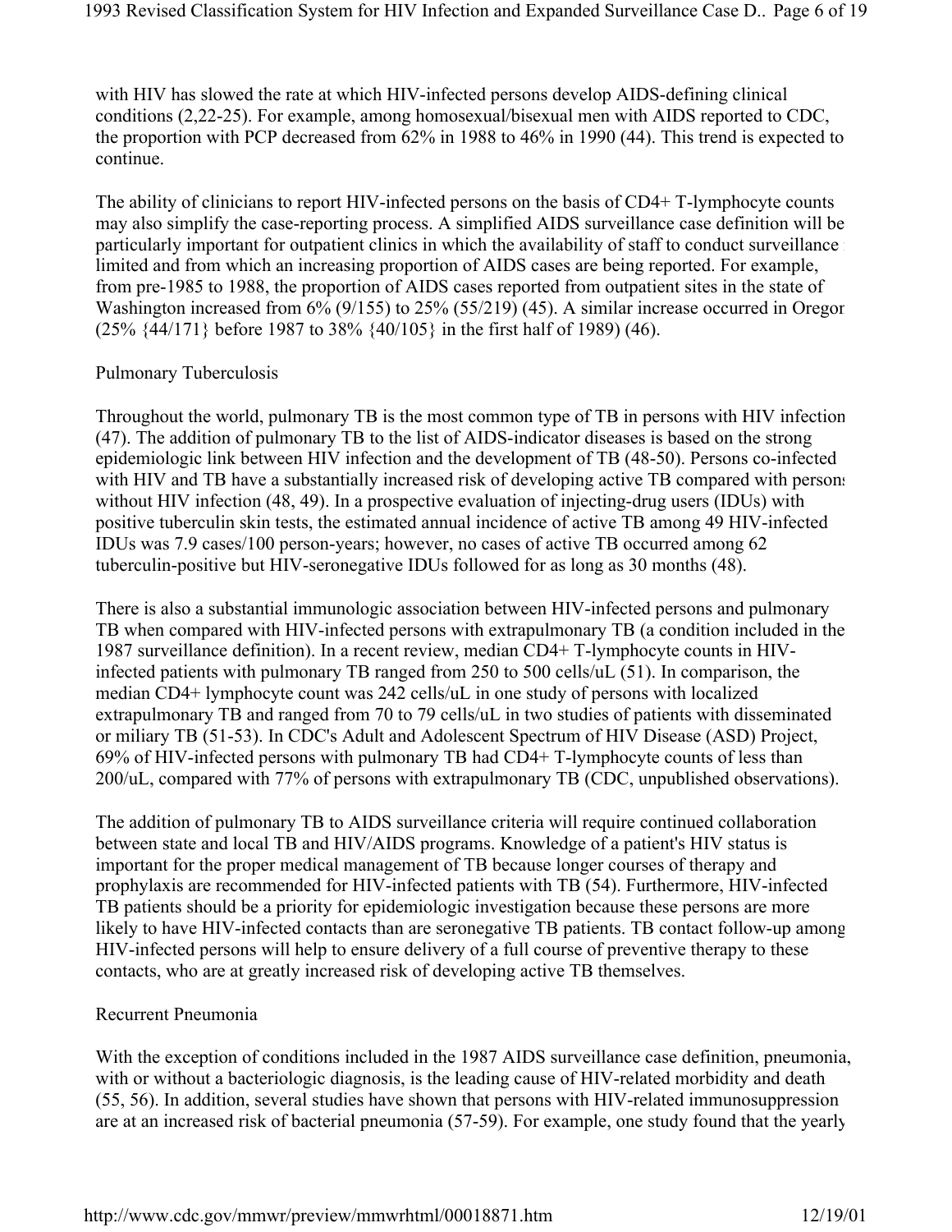with HIV has slowed the rate at which HIV-infected persons develop AIDS-defining clinical conditions (2,22-25). For example, among homosexual/bisexual men with AIDS reported to CDC, the proportion with PCP decreased from 62% in 1988 to 46% in 1990 (44). This trend is expected to continue.

The ability of clinicians to report HIV-infected persons on the basis of CD4+ T-lymphocyte counts may also simplify the case-reporting process. A simplified AIDS surveillance case definition will be particularly important for outpatient clinics in which the availability of staff to conduct surveillance is limited and from which an increasing proportion of AIDS cases are being reported. For example, from pre-1985 to 1988, the proportion of AIDS cases reported from outpatient sites in the state of Washington increased from 6% (9/155) to 25% (55/219) (45). A similar increase occurred in Oregon (25% {44/171} before 1987 to 38% {40/105} in the first half of 1989) (46).

## Pulmonary Tuberculosis

Throughout the world, pulmonary TB is the most common type of TB in persons with HIV infection (47). The addition of pulmonary TB to the list of AIDS-indicator diseases is based on the strong epidemiologic link between HIV infection and the development of TB (48-50). Persons co-infected with HIV and TB have a substantially increased risk of developing active TB compared with persons without HIV infection (48, 49). In a prospective evaluation of injecting-drug users (IDUs) with positive tuberculin skin tests, the estimated annual incidence of active TB among 49 HIV-infected IDUs was 7.9 cases/100 person-years; however, no cases of active TB occurred among 62 tuberculin-positive but HIV-seronegative IDUs followed for as long as 30 months (48).

There is also a substantial immunologic association between HIV-infected persons and pulmonary TB when compared with HIV-infected persons with extrapulmonary TB (a condition included in the 1987 surveillance definition). In a recent review, median CD4+ T-lymphocyte counts in HIV-infected patients with pulmonary TB ranged from 250 to 500 cells/uL (51). In comparison, the median CD4+ lymphocyte count was 242 cells/uL in one study of persons with localized extrapulmonary TB and ranged from 70 to 79 cells/uL in two studies of patients with disseminated or miliary TB (51-53). In CDC's Adult and Adolescent Spectrum of HIV Disease (ASD) Project, 69% of HIV-infected persons with pulmonary TB had CD4+ T-lymphocyte counts of less than 200/uL, compared with 77% of persons with extrapulmonary TB (CDC, unpublished observations).

The addition of pulmonary TB to AIDS surveillance criteria will require continued collaboration between state and local TB and HIV/AIDS programs. Knowledge of a patient's HIV status is important for the proper medical management of TB because longer courses of therapy and prophylaxis are recommended for HIV-infected patients with TB (54). Furthermore, HIV-infected TB patients should be a priority for epidemiologic investigation because these persons are more likely to have HIV-infected contacts than are seronegative TB patients. TB contact follow-up among HIV-infected persons will help to ensure delivery of a full course of preventive therapy to these contacts, who are at greatly increased risk of developing active TB themselves.

## Recurrent Pneumonia

With the exception of conditions included in the 1987 AIDS surveillance case definition, pneumonia, with or without a bacteriologic diagnosis, is the leading cause of HIV-related morbidity and death (55, 56). In addition, several studies have shown that persons with HIV-related immunosuppression are at an increased risk of bacterial pneumonia (57-59). For example, one study found that the yearly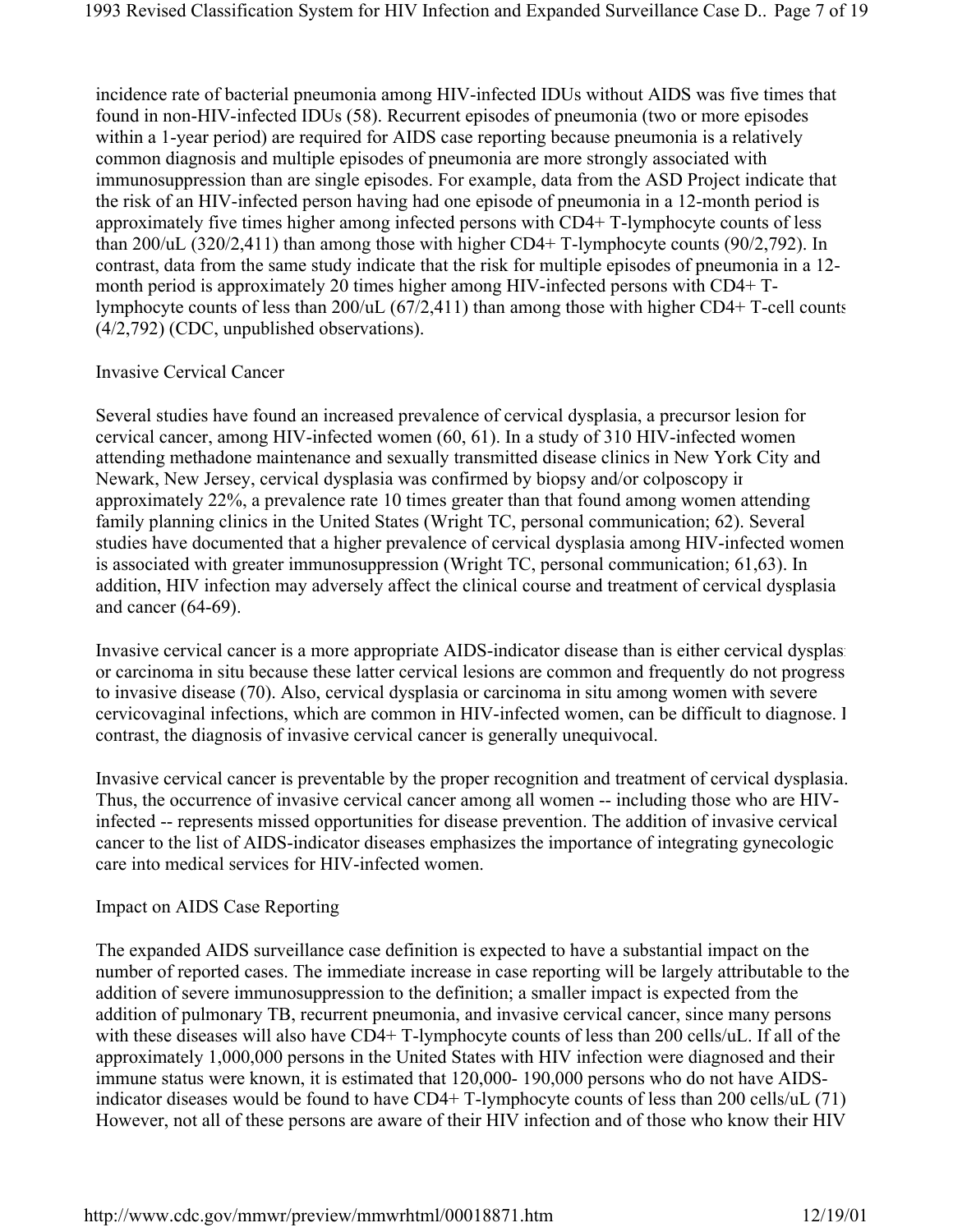incidence rate of bacterial pneumonia among HIV-infected IDUs without AIDS was five times that found in non-HIV-infected IDUs (58). Recurrent episodes of pneumonia (two or more episodes within a 1-year period) are required for AIDS case reporting because pneumonia is a relatively common diagnosis and multiple episodes of pneumonia are more strongly associated with immunosuppression than are single episodes. For example, data from the ASD Project indicate that the risk of an HIV-infected person having had one episode of pneumonia in a 12-month period is approximately five times higher among infected persons with CD4+ T-lymphocyte counts of less than 200/uL (320/2,411) than among those with higher CD4+ T-lymphocyte counts (90/2,792). In contrast, data from the same study indicate that the risk for multiple episodes of pneumonia in a 12-month period is approximately 20 times higher among HIV-infected persons with CD4+ T-lymphocyte counts of less than 200/uL (67/2,411) than among those with higher CD4+ T-cell counts (4/2,792) (CDC, unpublished observations).

## Invasive Cervical Cancer

Several studies have found an increased prevalence of cervical dysplasia, a precursor lesion for cervical cancer, among HIV-infected women (60, 61). In a study of 310 HIV-infected women attending methadone maintenance and sexually transmitted disease clinics in New York City and Newark, New Jersey, cervical dysplasia was confirmed by biopsy and/or colposcopy in approximately 22%, a prevalence rate 10 times greater than that found among women attending family planning clinics in the United States (Wright TC, personal communication; 62). Several studies have documented that a higher prevalence of cervical dysplasia among HIV-infected women is associated with greater immunosuppression (Wright TC, personal communication; 61,63). In addition, HIV infection may adversely affect the clinical course and treatment of cervical dysplasia and cancer (64-69).

Invasive cervical cancer is a more appropriate AIDS-indicator disease than is either cervical dysplasia or carcinoma in situ because these latter cervical lesions are common and frequently do not progress to invasive disease (70). Also, cervical dysplasia or carcinoma in situ among women with severe cervicovaginal infections, which are common in HIV-infected women, can be difficult to diagnose. In contrast, the diagnosis of invasive cervical cancer is generally unequivocal.

Invasive cervical cancer is preventable by the proper recognition and treatment of cervical dysplasia. Thus, the occurrence of invasive cervical cancer among all women -- including those who are HIV-infected -- represents missed opportunities for disease prevention. The addition of invasive cervical cancer to the list of AIDS-indicator diseases emphasizes the importance of integrating gynecologic care into medical services for HIV-infected women.

## Impact on AIDS Case Reporting

The expanded AIDS surveillance case definition is expected to have a substantial impact on the number of reported cases. The immediate increase in case reporting will be largely attributable to the addition of severe immunosuppression to the definition; a smaller impact is expected from the addition of pulmonary TB, recurrent pneumonia, and invasive cervical cancer, since many persons with these diseases will also have CD4+ T-lymphocyte counts of less than 200 cells/uL. If all of the approximately 1,000,000 persons in the United States with HIV infection were diagnosed and their immune status were known, it is estimated that 120,000- 190,000 persons who do not have AIDS-indicator diseases would be found to have CD4+ T-lymphocyte counts of less than 200 cells/uL (71). However, not all of these persons are aware of their HIV infection and of those who know their HIV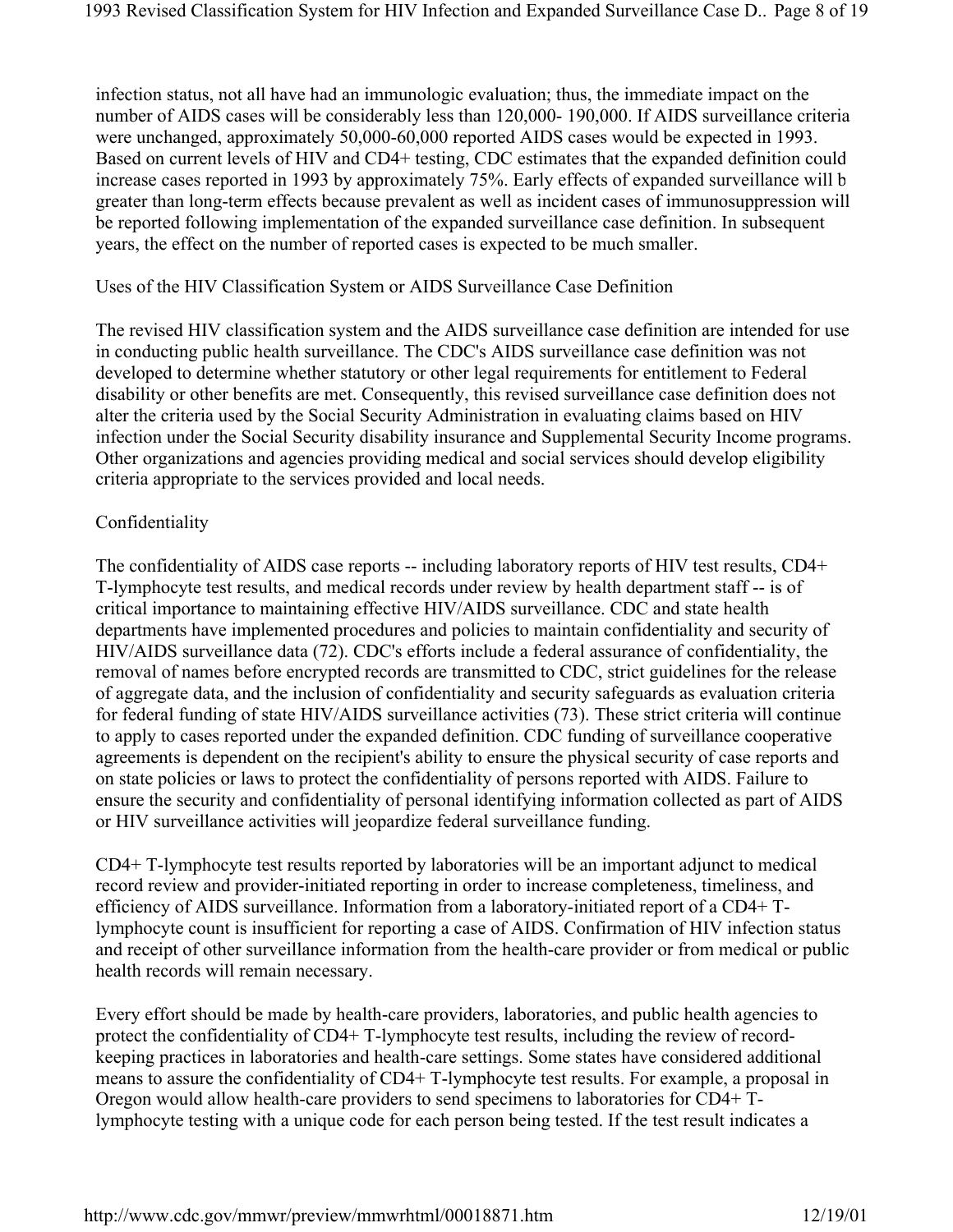infection status, not all have had an immunologic evaluation; thus, the immediate impact on the number of AIDS cases will be considerably less than 120,000- 190,000. If AIDS surveillance criteria were unchanged, approximately 50,000-60,000 reported AIDS cases would be expected in 1993. Based on current levels of HIV and CD4+ testing, CDC estimates that the expanded definition could increase cases reported in 1993 by approximately 75%. Early effects of expanded surveillance will b greater than long-term effects because prevalent as well as incident cases of immunosuppression will be reported following implementation of the expanded surveillance case definition. In subsequent years, the effect on the number of reported cases is expected to be much smaller.

## Uses of the HIV Classification System or AIDS Surveillance Case Definition

The revised HIV classification system and the AIDS surveillance case definition are intended for use in conducting public health surveillance. The CDC's AIDS surveillance case definition was not developed to determine whether statutory or other legal requirements for entitlement to Federal disability or other benefits are met. Consequently, this revised surveillance case definition does not alter the criteria used by the Social Security Administration in evaluating claims based on HIV infection under the Social Security disability insurance and Supplemental Security Income programs. Other organizations and agencies providing medical and social services should develop eligibility criteria appropriate to the services provided and local needs.

## Confidentiality

The confidentiality of AIDS case reports -- including laboratory reports of HIV test results, CD4+ T-lymphocyte test results, and medical records under review by health department staff -- is of critical importance to maintaining effective HIV/AIDS surveillance. CDC and state health departments have implemented procedures and policies to maintain confidentiality and security of HIV/AIDS surveillance data (72). CDC's efforts include a federal assurance of confidentiality, the removal of names before encrypted records are transmitted to CDC, strict guidelines for the release of aggregate data, and the inclusion of confidentiality and security safeguards as evaluation criteria for federal funding of state HIV/AIDS surveillance activities (73). These strict criteria will continue to apply to cases reported under the expanded definition. CDC funding of surveillance cooperative agreements is dependent on the recipient's ability to ensure the physical security of case reports and on state policies or laws to protect the confidentiality of persons reported with AIDS. Failure to ensure the security and confidentiality of personal identifying information collected as part of AIDS or HIV surveillance activities will jeopardize federal surveillance funding.

CD4+ T-lymphocyte test results reported by laboratories will be an important adjunct to medical record review and provider-initiated reporting in order to increase completeness, timeliness, and efficiency of AIDS surveillance. Information from a laboratory-initiated report of a CD4+ T-lymphocyte count is insufficient for reporting a case of AIDS. Confirmation of HIV infection status and receipt of other surveillance information from the health-care provider or from medical or public health records will remain necessary.

Every effort should be made by health-care providers, laboratories, and public health agencies to protect the confidentiality of CD4+ T-lymphocyte test results, including the review of record-keeping practices in laboratories and health-care settings. Some states have considered additional means to assure the confidentiality of CD4+ T-lymphocyte test results. For example, a proposal in Oregon would allow health-care providers to send specimens to laboratories for CD4+ T-lymphocyte testing with a unique code for each person being tested. If the test result indicates a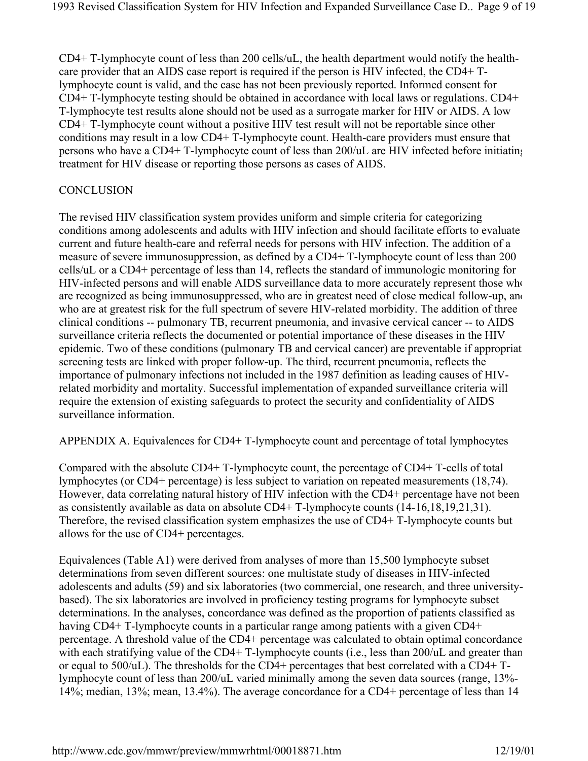CD4+ T-lymphocyte count of less than 200 cells/uL, the health department would notify the health-care provider that an AIDS case report is required if the person is HIV infected, the CD4+ T-lymphocyte count is valid, and the case has not been previously reported. Informed consent for CD4+ T-lymphocyte testing should be obtained in accordance with local laws or regulations. CD4+ T-lymphocyte test results alone should not be used as a surrogate marker for HIV or AIDS. A low CD4+ T-lymphocyte count without a positive HIV test result will not be reportable since other conditions may result in a low CD4+ T-lymphocyte count. Health-care providers must ensure that persons who have a CD4+ T-lymphocyte count of less than 200/uL are HIV infected before initiating treatment for HIV disease or reporting those persons as cases of AIDS.

## CONCLUSION

The revised HIV classification system provides uniform and simple criteria for categorizing conditions among adolescents and adults with HIV infection and should facilitate efforts to evaluate current and future health-care and referral needs for persons with HIV infection. The addition of a measure of severe immunosuppression, as defined by a CD4+ T-lymphocyte count of less than 200 cells/uL or a CD4+ percentage of less than 14, reflects the standard of immunologic monitoring for HIV-infected persons and will enable AIDS surveillance data to more accurately represent those who are recognized as being immunosuppressed, who are in greatest need of close medical follow-up, and who are at greatest risk for the full spectrum of severe HIV-related morbidity. The addition of three clinical conditions -- pulmonary TB, recurrent pneumonia, and invasive cervical cancer -- to AIDS surveillance criteria reflects the documented or potential importance of these diseases in the HIV epidemic. Two of these conditions (pulmonary TB and cervical cancer) are preventable if appropriate screening tests are linked with proper follow-up. The third, recurrent pneumonia, reflects the importance of pulmonary infections not included in the 1987 definition as leading causes of HIV-related morbidity and mortality. Successful implementation of expanded surveillance criteria will require the extension of existing safeguards to protect the security and confidentiality of AIDS surveillance information.

## APPENDIX A. Equivalences for CD4+ T-lymphocyte count and percentage of total lymphocytes

Compared with the absolute CD4+ T-lymphocyte count, the percentage of CD4+ T-cells of total lymphocytes (or CD4+ percentage) is less subject to variation on repeated measurements (18,74). However, data correlating natural history of HIV infection with the CD4+ percentage have not been as consistently available as data on absolute CD4+ T-lymphocyte counts (14-16,18,19,21,31). Therefore, the revised classification system emphasizes the use of CD4+ T-lymphocyte counts but allows for the use of CD4+ percentages.

Equivalences (Table A1) were derived from analyses of more than 15,500 lymphocyte subset determinations from seven different sources: one multistate study of diseases in HIV-infected adolescents and adults (59) and six laboratories (two commercial, one research, and three university-based). The six laboratories are involved in proficiency testing programs for lymphocyte subset determinations. In the analyses, concordance was defined as the proportion of patients classified as having CD4+ T-lymphocyte counts in a particular range among patients with a given CD4+ percentage. A threshold value of the CD4+ percentage was calculated to obtain optimal concordance with each stratifying value of the CD4+ T-lymphocyte counts (i.e., less than 200/uL and greater than or equal to 500/uL). The thresholds for the CD4+ percentages that best correlated with a CD4+ T-lymphocyte count of less than 200/uL varied minimally among the seven data sources (range, 13%-14%; median, 13%; mean, 13.4%). The average concordance for a CD4+ percentage of less than 14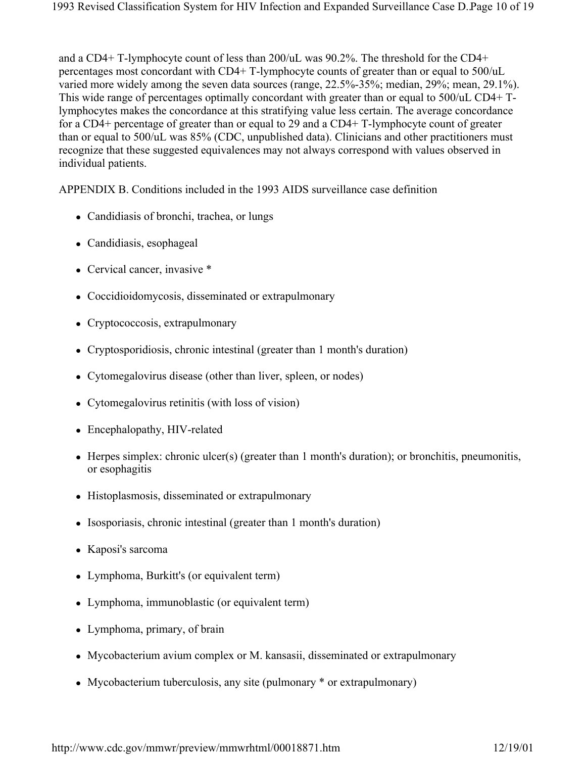and a CD4+ T-lymphocyte count of less than 200/uL was 90.2%. The threshold for the CD4+ percentages most concordant with CD4+ T-lymphocyte counts of greater than or equal to 500/uL varied more widely among the seven data sources (range, 22.5%-35%; median, 29%; mean, 29.1%). This wide range of percentages optimally concordant with greater than or equal to 500/uL CD4+ T-lymphocytes makes the concordance at this stratifying value less certain. The average concordance for a CD4+ percentage of greater than or equal to 29 and a CD4+ T-lymphocyte count of greater than or equal to 500/uL was 85% (CDC, unpublished data). Clinicians and other practitioners must recognize that these suggested equivalences may not always correspond with values observed in individual patients.

APPENDIX B. Conditions included in the 1993 AIDS surveillance case definition

- Candidiasis of bronchi, trachea, or lungs
- Candidiasis, esophageal
- Cervical cancer, invasive *
- Coccidioidomycosis, disseminated or extrapulmonary
- Cryptococcosis, extrapulmonary
- Cryptosporidiosis, chronic intestinal (greater than 1 month's duration)
- Cytomegalovirus disease (other than liver, spleen, or nodes)
- Cytomegalovirus retinitis (with loss of vision)
- Encephalopathy, HIV-related
- Herpes simplex: chronic ulcer(s) (greater than 1 month's duration); or bronchitis, pneumonitis, or esophagitis
- Histoplasmosis, disseminated or extrapulmonary
- Isosporiasis, chronic intestinal (greater than 1 month's duration)
- Kaposi's sarcoma
- Lymphoma, Burkitt's (or equivalent term)
- Lymphoma, immunoblastic (or equivalent term)
- Lymphoma, primary, of brain
- Mycobacterium avium complex or M. kansasii, disseminated or extrapulmonary
- Mycobacterium tuberculosis, any site (pulmonary * or extrapulmonary)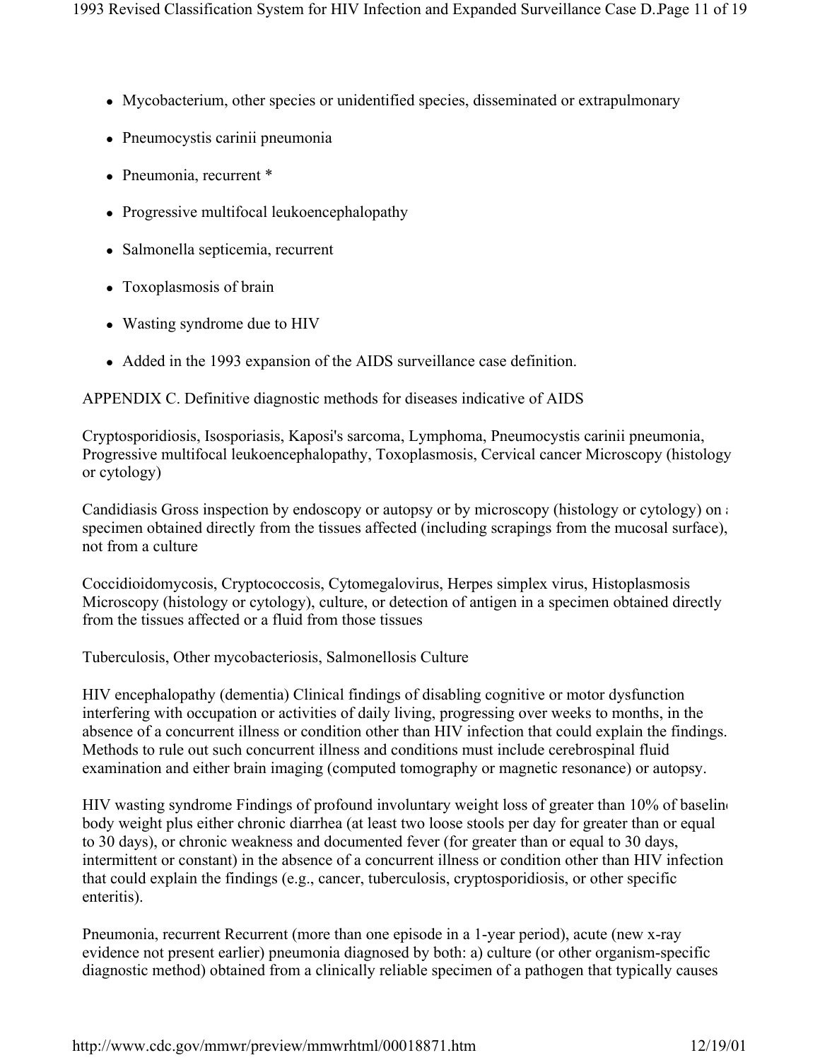- Mycobacterium, other species or unidentified species, disseminated or extrapulmonary
- Pneumocystis carinii pneumonia
- Pneumonia, recurrent *
- Progressive multifocal leukoencephalopathy
- Salmonella septicemia, recurrent
- Toxoplasmosis of brain
- Wasting syndrome due to HIV
- Added in the 1993 expansion of the AIDS surveillance case definition.

APPENDIX C. Definitive diagnostic methods for diseases indicative of AIDS

Cryptosporidiosis, Isosporiasis, Kaposi's sarcoma, Lymphoma, Pneumocystis carinii pneumonia, Progressive multifocal leukoencephalopathy, Toxoplasmosis, Cervical cancer Microscopy (histology or cytology)

Candidiasis Gross inspection by endoscopy or autopsy or by microscopy (histology or cytology) on a specimen obtained directly from the tissues affected (including scrapings from the mucosal surface), not from a culture

Coccidioidomycosis, Cryptococcosis, Cytomegalovirus, Herpes simplex virus, Histoplasmosis Microscopy (histology or cytology), culture, or detection of antigen in a specimen obtained directly from the tissues affected or a fluid from those tissues

Tuberculosis, Other mycobacteriosis, Salmonellosis Culture

HIV encephalopathy (dementia) Clinical findings of disabling cognitive or motor dysfunction interfering with occupation or activities of daily living, progressing over weeks to months, in the absence of a concurrent illness or condition other than HIV infection that could explain the findings. Methods to rule out such concurrent illness and conditions must include cerebrospinal fluid examination and either brain imaging (computed tomography or magnetic resonance) or autopsy.

HIV wasting syndrome Findings of profound involuntary weight loss of greater than 10% of baseline body weight plus either chronic diarrhea (at least two loose stools per day for greater than or equal to 30 days), or chronic weakness and documented fever (for greater than or equal to 30 days, intermittent or constant) in the absence of a concurrent illness or condition other than HIV infection that could explain the findings (e.g., cancer, tuberculosis, cryptosporidiosis, or other specific enteritis).

Pneumonia, recurrent Recurrent (more than one episode in a 1-year period), acute (new x-ray evidence not present earlier) pneumonia diagnosed by both: a) culture (or other organism-specific diagnostic method) obtained from a clinically reliable specimen of a pathogen that typically causes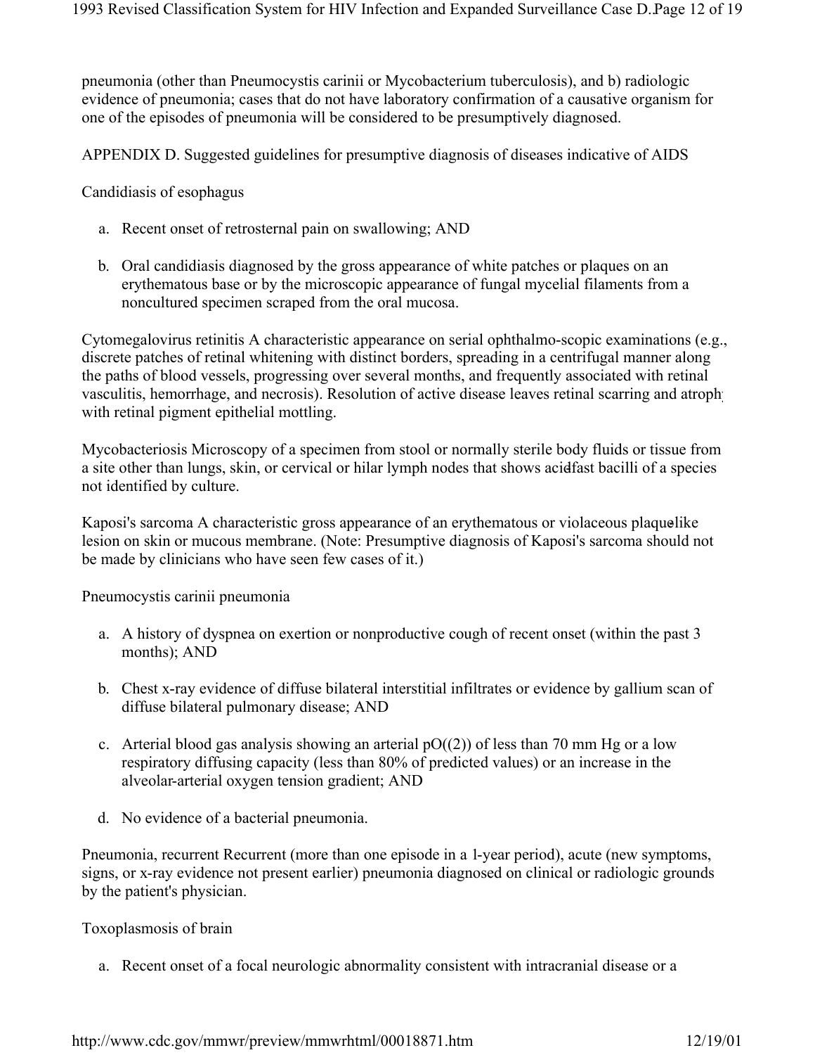pneumonia (other than Pneumocystis carinii or Mycobacterium tuberculosis), and b) radiologic evidence of pneumonia; cases that do not have laboratory confirmation of a causative organism for one of the episodes of pneumonia will be considered to be presumptively diagnosed.

APPENDIX D. Suggested guidelines for presumptive diagnosis of diseases indicative of AIDS

Candidiasis of esophagus

a. Recent onset of retrosternal pain on swallowing; AND
b. Oral candidiasis diagnosed by the gross appearance of white patches or plaques on an erythematous base or by the microscopic appearance of fungal mycelial filaments from a noncultured specimen scraped from the oral mucosa.

Cytomegalovirus retinitis A characteristic appearance on serial ophthalmo-scopic examinations (e.g., discrete patches of retinal whitening with distinct borders, spreading in a centrifugal manner along the paths of blood vessels, progressing over several months, and frequently associated with retinal vasculitis, hemorrhage, and necrosis). Resolution of active disease leaves retinal scarring and atrophy with retinal pigment epithelial mottling.

Mycobacteriosis Microscopy of a specimen from stool or normally sterile body fluids or tissue from a site other than lungs, skin, or cervical or hilar lymph nodes that shows acid-fast bacilli of a species not identified by culture.

Kaposi's sarcoma A characteristic gross appearance of an erythematous or violaceous plaque-like lesion on skin or mucous membrane. (Note: Presumptive diagnosis of Kaposi's sarcoma should not be made by clinicians who have seen few cases of it.)

Pneumocystis carinii pneumonia

a. A history of dyspnea on exertion or nonproductive cough of recent onset (within the past 3 months); AND
b. Chest x-ray evidence of diffuse bilateral interstitial infiltrates or evidence by gallium scan of diffuse bilateral pulmonary disease; AND
c. Arterial blood gas analysis showing an arterial $pO_2$ of less than 70 mm Hg or a low respiratory diffusing capacity (less than 80% of predicted values) or an increase in the alveolar-arterial oxygen tension gradient; AND
d. No evidence of a bacterial pneumonia.

Pneumonia, recurrent Recurrent (more than one episode in a 1-year period), acute (new symptoms, signs, or x-ray evidence not present earlier) pneumonia diagnosed on clinical or radiologic grounds by the patient's physician.

Toxoplasmosis of brain

a. Recent onset of a focal neurologic abnormality consistent with intracranial disease or a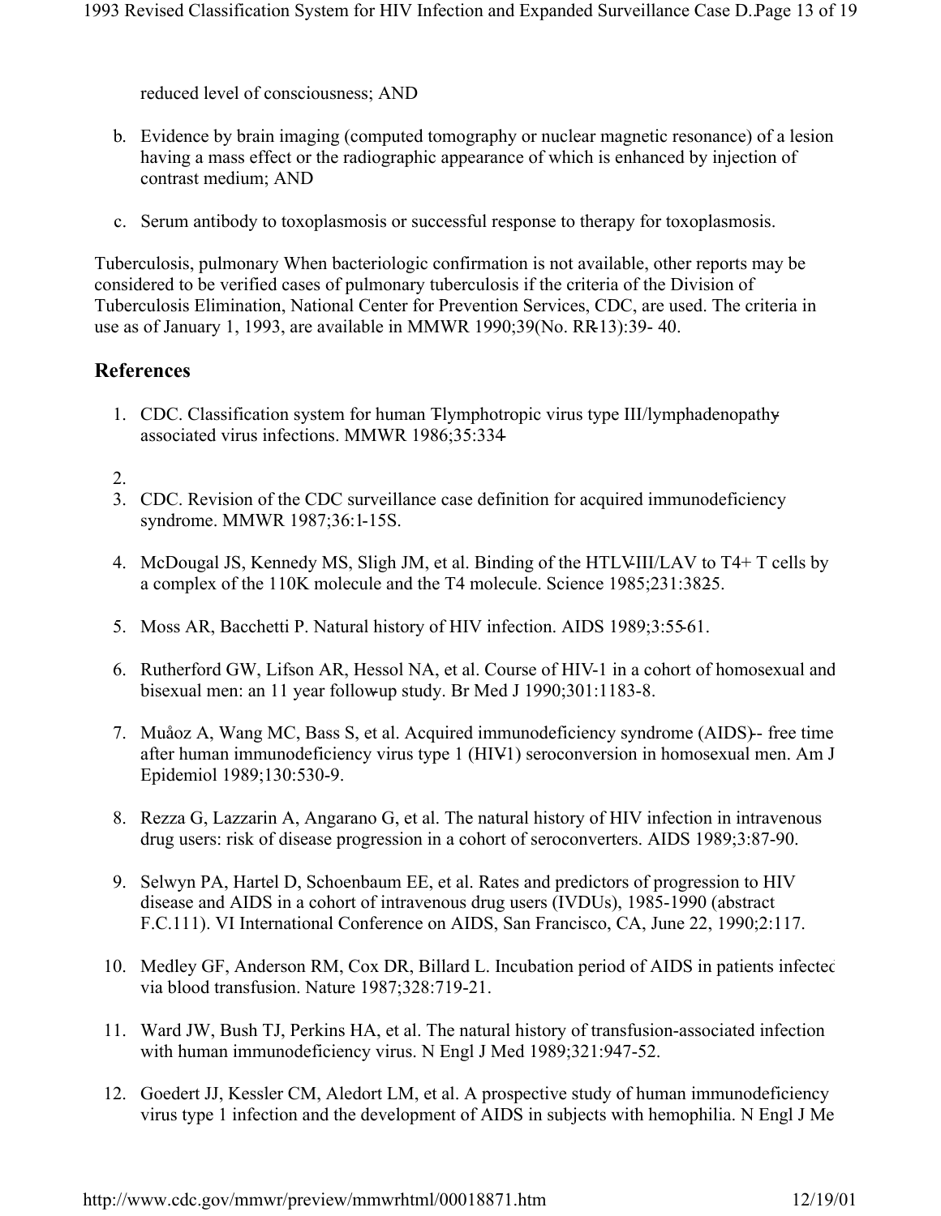reduced level of consciousness; AND

b. Evidence by brain imaging (computed tomography or nuclear magnetic resonance) of a lesion having a mass effect or the radiographic appearance of which is enhanced by injection of contrast medium; AND

c. Serum antibody to toxoplasmosis or successful response to therapy for toxoplasmosis.

Tuberculosis, pulmonary When bacteriologic confirmation is not available, other reports may be considered to be verified cases of pulmonary tuberculosis if the criteria of the Division of Tuberculosis Elimination, National Center for Prevention Services, CDC, are used. The criteria in use as of January 1, 1993, are available in MMWR 1990;39(No. RR-13):39- 40.

## References

1. CDC. Classification system for human T-lymphotropic virus type III/lymphadenopathy-associated virus infections. MMWR 1986;35:334-
2. 
3. CDC. Revision of the CDC surveillance case definition for acquired immunodeficiency syndrome. MMWR 1987;36:1-15S.
4. McDougal JS, Kennedy MS, Sligh JM, et al. Binding of the HTLV-III/LAV to T4+ T cells by a complex of the 110K molecule and the T4 molecule. Science 1985;231:382-5.
5. Moss AR, Bacchetti P. Natural history of HIV infection. AIDS 1989;3:55-61.
6. Rutherford GW, Lifson AR, Hessol NA, et al. Course of HIV-1 in a cohort of homosexual and bisexual men: an 11 year follow-up study. Br Med J 1990;301:1183-8.
7. Muåoz A, Wang MC, Bass S, et al. Acquired immunodeficiency syndrome (AIDS)-- free time after human immunodeficiency virus type 1 (HIV-1) seroconversion in homosexual men. Am J Epidemiol 1989;130:530-9.
8. Rezza G, Lazzarin A, Angarano G, et al. The natural history of HIV infection in intravenous drug users: risk of disease progression in a cohort of seroconverters. AIDS 1989;3:87-90.
9. Selwyn PA, Hartel D, Schoenbaum EE, et al. Rates and predictors of progression to HIV disease and AIDS in a cohort of intravenous drug users (IVDUs), 1985-1990 (abstract F.C.111). VI International Conference on AIDS, San Francisco, CA, June 22, 1990;2:117.
10. Medley GF, Anderson RM, Cox DR, Billard L. Incubation period of AIDS in patients infected via blood transfusion. Nature 1987;328:719-21.
11. Ward JW, Bush TJ, Perkins HA, et al. The natural history of transfusion-associated infection with human immunodeficiency virus. N Engl J Med 1989;321:947-52.
12. Goedert JJ, Kessler CM, Aledort LM, et al. A prospective study of human immunodeficiency virus type 1 infection and the development of AIDS in subjects with hemophilia. N Engl J Me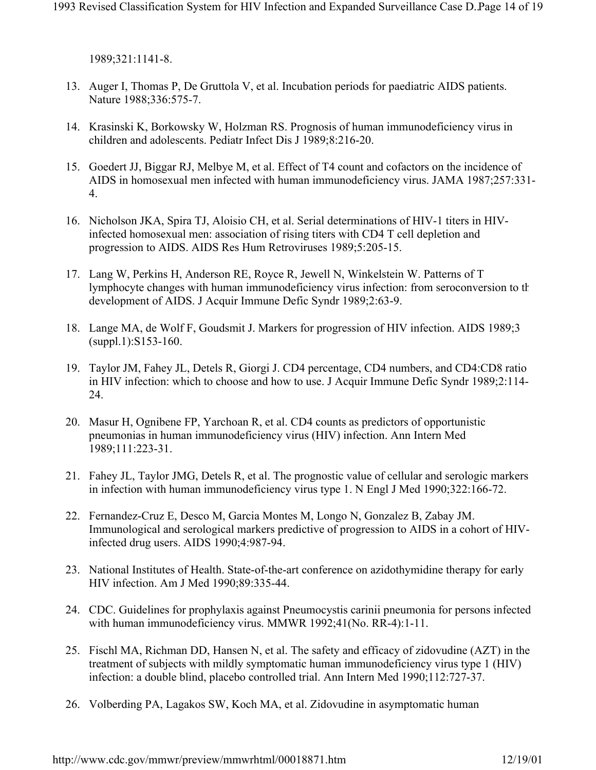1989;321:1141-8.

13. Auger I, Thomas P, De Gruttola V, et al. Incubation periods for paediatric AIDS patients. Nature 1988;336:575-7.

14. Krasinski K, Borkowsky W, Holzman RS. Prognosis of human immunodeficiency virus in children and adolescents. Pediatr Infect Dis J 1989;8:216-20.

15. Goedert JJ, Biggar RJ, Melbye M, et al. Effect of T4 count and cofactors on the incidence of AIDS in homosexual men infected with human immunodeficiency virus. JAMA 1987;257:331-4.

16. Nicholson JKA, Spira TJ, Aloisio CH, et al. Serial determinations of HIV-1 titers in HIV-infected homosexual men: association of rising titers with CD4 T cell depletion and progression to AIDS. AIDS Res Hum Retroviruses 1989;5:205-15.

17. Lang W, Perkins H, Anderson RE, Royce R, Jewell N, Winkelstein W. Patterns of T lymphocyte changes with human immunodeficiency virus infection: from seroconversion to th development of AIDS. J Acquir Immune Defic Syndr 1989;2:63-9.

18. Lange MA, de Wolf F, Goudsmit J. Markers for progression of HIV infection. AIDS 1989;3 (suppl.1):S153-160.

19. Taylor JM, Fahey JL, Detels R, Giorgi J. CD4 percentage, CD4 numbers, and CD4:CD8 ratio in HIV infection: which to choose and how to use. J Acquir Immune Defic Syndr 1989;2:114-24.

20. Masur H, Ognibene FP, Yarchoan R, et al. CD4 counts as predictors of opportunistic pneumonias in human immunodeficiency virus (HIV) infection. Ann Intern Med 1989;111:223-31.

21. Fahey JL, Taylor JMG, Detels R, et al. The prognostic value of cellular and serologic markers in infection with human immunodeficiency virus type 1. N Engl J Med 1990;322:166-72.

22. Fernandez-Cruz E, Desco M, Garcia Montes M, Longo N, Gonzalez B, Zabay JM. Immunological and serological markers predictive of progression to AIDS in a cohort of HIV-infected drug users. AIDS 1990;4:987-94.

23. National Institutes of Health. State-of-the-art conference on azidothymidine therapy for early HIV infection. Am J Med 1990;89:335-44.

24. CDC. Guidelines for prophylaxis against Pneumocystis carinii pneumonia for persons infected with human immunodeficiency virus. MMWR 1992;41(No. RR-4):1-11.

25. Fischl MA, Richman DD, Hansen N, et al. The safety and efficacy of zidovudine (AZT) in the treatment of subjects with mildly symptomatic human immunodeficiency virus type 1 (HIV) infection: a double blind, placebo controlled trial. Ann Intern Med 1990;112:727-37.

26. Volberding PA, Lagakos SW, Koch MA, et al. Zidovudine in asymptomatic human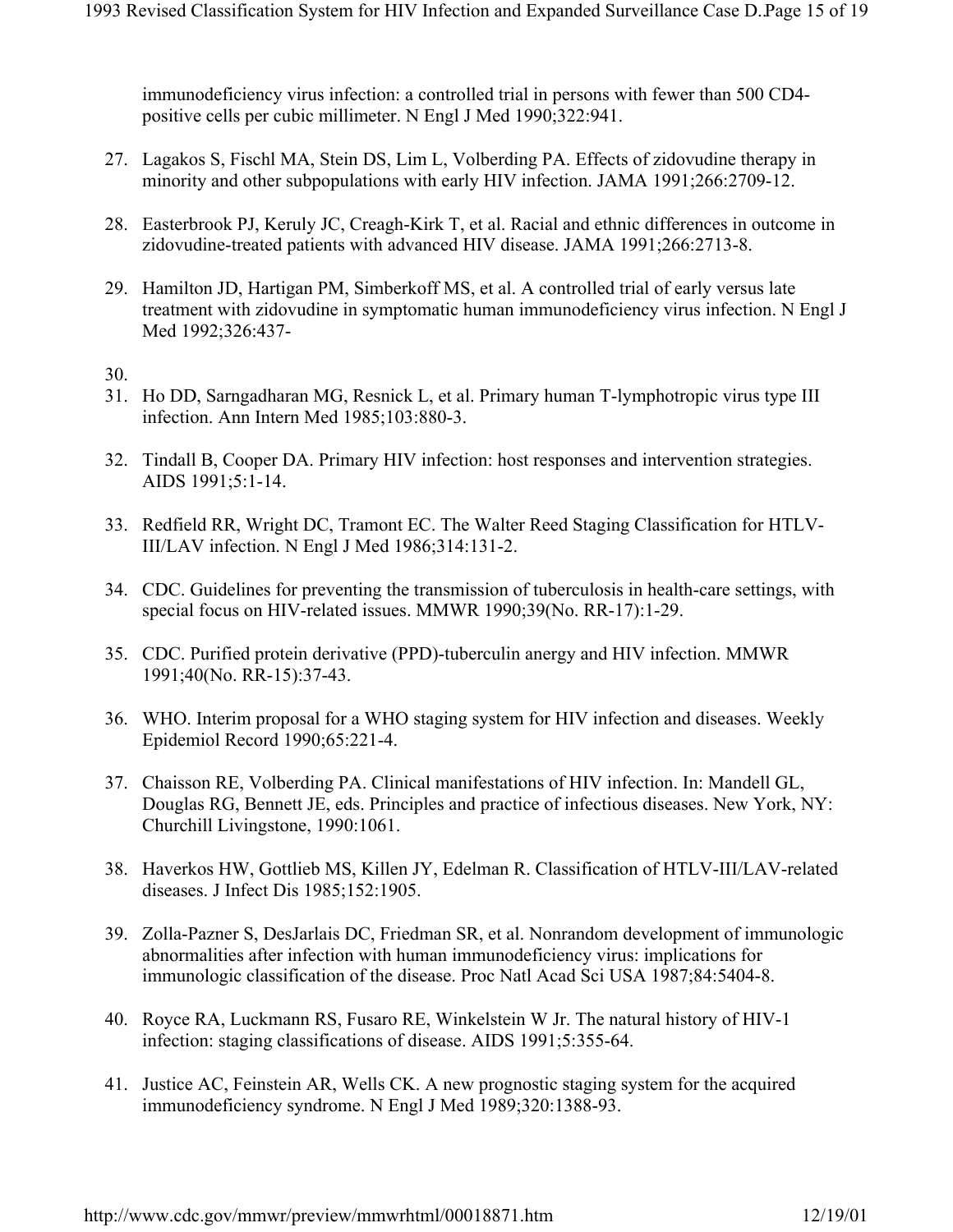immunodeficiency virus infection: a controlled trial in persons with fewer than 500 CD4-positive cells per cubic millimeter. N Engl J Med 1990;322:941.

27. Lagakos S, Fischl MA, Stein DS, Lim L, Volberding PA. Effects of zidovudine therapy in minority and other subpopulations with early HIV infection. JAMA 1991;266:2709-12.
28. Easterbrook PJ, Keruly JC, Creagh-Kirk T, et al. Racial and ethnic differences in outcome in zidovudine-treated patients with advanced HIV disease. JAMA 1991;266:2713-8.
29. Hamilton JD, Hartigan PM, Simberkoff MS, et al. A controlled trial of early versus late treatment with zidovudine in symptomatic human immunodeficiency virus infection. N Engl J Med 1992;326:437-
30. 
31. Ho DD, Sarngadharan MG, Resnick L, et al. Primary human T-lymphotropic virus type III infection. Ann Intern Med 1985;103:880-3.
32. Tindall B, Cooper DA. Primary HIV infection: host responses and intervention strategies. AIDS 1991;5:1-14.
33. Redfield RR, Wright DC, Tramont EC. The Walter Reed Staging Classification for HTLV-III/LAV infection. N Engl J Med 1986;314:131-2.
34. CDC. Guidelines for preventing the transmission of tuberculosis in health-care settings, with special focus on HIV-related issues. MMWR 1990;39(No. RR-17):1-29.
35. CDC. Purified protein derivative (PPD)-tuberculin anergy and HIV infection. MMWR 1991;40(No. RR-15):37-43.
36. WHO. Interim proposal for a WHO staging system for HIV infection and diseases. Weekly Epidemiol Record 1990;65:221-4.
37. Chaisson RE, Volberding PA. Clinical manifestations of HIV infection. In: Mandell GL, Douglas RG, Bennett JE, eds. Principles and practice of infectious diseases. New York, NY: Churchill Livingstone, 1990:1061.
38. Haverkos HW, Gottlieb MS, Killen JY, Edelman R. Classification of HTLV-III/LAV-related diseases. J Infect Dis 1985;152:1905.
39. Zolla-Pazner S, DesJarlais DC, Friedman SR, et al. Nonrandom development of immunologic abnormalities after infection with human immunodeficiency virus: implications for immunologic classification of the disease. Proc Natl Acad Sci USA 1987;84:5404-8.
40. Royce RA, Luckmann RS, Fusaro RE, Winkelstein W Jr. The natural history of HIV-1 infection: staging classifications of disease. AIDS 1991;5:355-64.
41. Justice AC, Feinstein AR, Wells CK. A new prognostic staging system for the acquired immunodeficiency syndrome. N Engl J Med 1989;320:1388-93.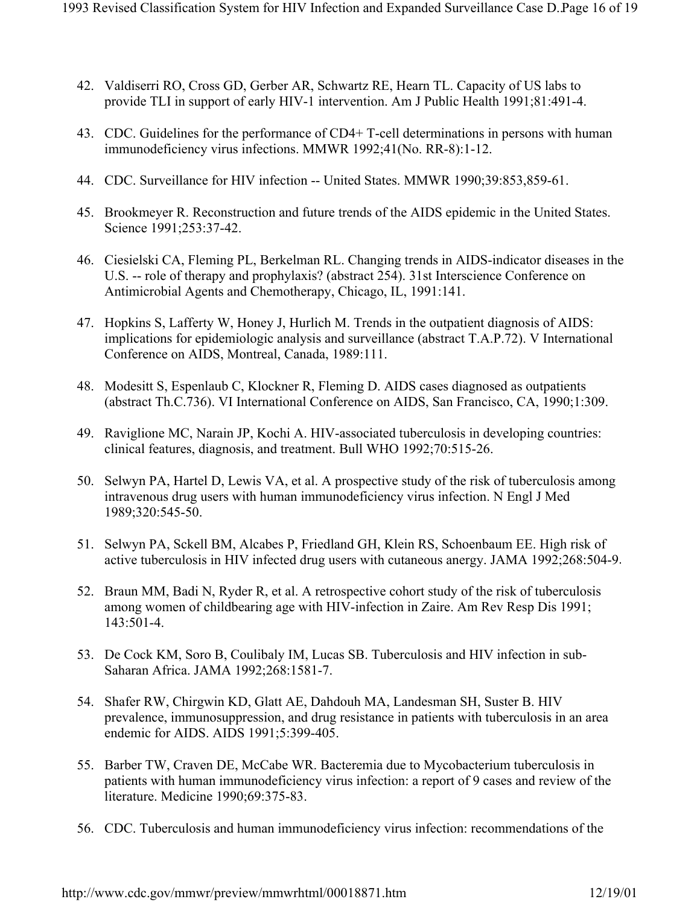42. Valdiserri RO, Cross GD, Gerber AR, Schwartz RE, Hearn TL. Capacity of US labs to provide TLI in support of early HIV-1 intervention. Am J Public Health 1991;81:491-4.

43. CDC. Guidelines for the performance of CD4+ T-cell determinations in persons with human immunodeficiency virus infections. MMWR 1992;41(No. RR-8):1-12.

44. CDC. Surveillance for HIV infection -- United States. MMWR 1990;39:853,859-61.

45. Brookmeyer R. Reconstruction and future trends of the AIDS epidemic in the United States. Science 1991;253:37-42.

46. Ciesielski CA, Fleming PL, Berkelman RL. Changing trends in AIDS-indicator diseases in the U.S. -- role of therapy and prophylaxis? (abstract 254). 31st Interscience Conference on Antimicrobial Agents and Chemotherapy, Chicago, IL, 1991:141.

47. Hopkins S, Lafferty W, Honey J, Hurlich M. Trends in the outpatient diagnosis of AIDS: implications for epidemiologic analysis and surveillance (abstract T.A.P.72). V International Conference on AIDS, Montreal, Canada, 1989:111.

48. Modesitt S, Espenlaub C, Klockner R, Fleming D. AIDS cases diagnosed as outpatients (abstract Th.C.736). VI International Conference on AIDS, San Francisco, CA, 1990;1:309.

49. Raviglione MC, Narain JP, Kochi A. HIV-associated tuberculosis in developing countries: clinical features, diagnosis, and treatment. Bull WHO 1992;70:515-26.

50. Selwyn PA, Hartel D, Lewis VA, et al. A prospective study of the risk of tuberculosis among intravenous drug users with human immunodeficiency virus infection. N Engl J Med 1989;320:545-50.

51. Selwyn PA, Sckell BM, Alcabes P, Friedland GH, Klein RS, Schoenbaum EE. High risk of active tuberculosis in HIV infected drug users with cutaneous anergy. JAMA 1992;268:504-9.

52. Braun MM, Badi N, Ryder R, et al. A retrospective cohort study of the risk of tuberculosis among women of childbearing age with HIV-infection in Zaire. Am Rev Resp Dis 1991; 143:501-4.

53. De Cock KM, Soro B, Coulibaly IM, Lucas SB. Tuberculosis and HIV infection in sub-Saharan Africa. JAMA 1992;268:1581-7.

54. Shafer RW, Chirgwin KD, Glatt AE, Dahdouh MA, Landesman SH, Suster B. HIV prevalence, immunosuppression, and drug resistance in patients with tuberculosis in an area endemic for AIDS. AIDS 1991;5:399-405.

55. Barber TW, Craven DE, McCabe WR. Bacteremia due to Mycobacterium tuberculosis in patients with human immunodeficiency virus infection: a report of 9 cases and review of the literature. Medicine 1990;69:375-83.

56. CDC. Tuberculosis and human immunodeficiency virus infection: recommendations of the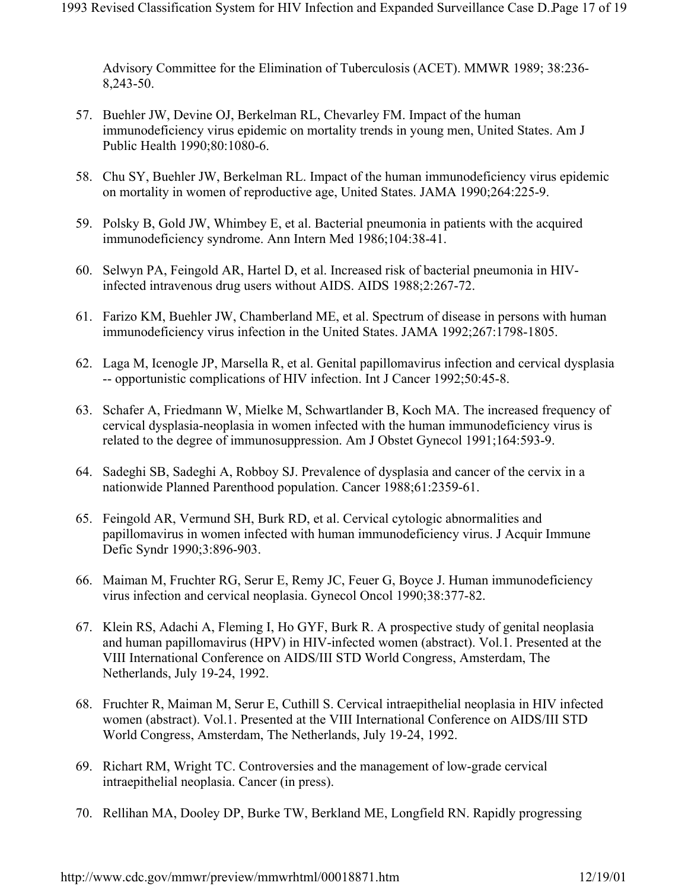Advisory Committee for the Elimination of Tuberculosis (ACET). MMWR 1989; 38:236-8,243-50.

57. Buehler JW, Devine OJ, Berkelman RL, Chevarley FM. Impact of the human immunodeficiency virus epidemic on mortality trends in young men, United States. Am J Public Health 1990;80:1080-6.

58. Chu SY, Buehler JW, Berkelman RL. Impact of the human immunodeficiency virus epidemic on mortality in women of reproductive age, United States. JAMA 1990;264:225-9.

59. Polsky B, Gold JW, Whimbey E, et al. Bacterial pneumonia in patients with the acquired immunodeficiency syndrome. Ann Intern Med 1986;104:38-41.

60. Selwyn PA, Feingold AR, Hartel D, et al. Increased risk of bacterial pneumonia in HIV-infected intravenous drug users without AIDS. AIDS 1988;2:267-72.

61. Farizo KM, Buehler JW, Chamberland ME, et al. Spectrum of disease in persons with human immunodeficiency virus infection in the United States. JAMA 1992;267:1798-1805.

62. Laga M, Icenogle JP, Marsella R, et al. Genital papillomavirus infection and cervical dysplasia -- opportunistic complications of HIV infection. Int J Cancer 1992;50:45-8.

63. Schafer A, Friedmann W, Mielke M, Schwartlander B, Koch MA. The increased frequency of cervical dysplasia-neoplasia in women infected with the human immunodeficiency virus is related to the degree of immunosuppression. Am J Obstet Gynecol 1991;164:593-9.

64. Sadeghi SB, Sadeghi A, Robboy SJ. Prevalence of dysplasia and cancer of the cervix in a nationwide Planned Parenthood population. Cancer 1988;61:2359-61.

65. Feingold AR, Vermund SH, Burk RD, et al. Cervical cytologic abnormalities and papillomavirus in women infected with human immunodeficiency virus. J Acquir Immune Defic Syndr 1990;3:896-903.

66. Maiman M, Fruchter RG, Serur E, Remy JC, Feuer G, Boyce J. Human immunodeficiency virus infection and cervical neoplasia. Gynecol Oncol 1990;38:377-82.

67. Klein RS, Adachi A, Fleming I, Ho GYF, Burk R. A prospective study of genital neoplasia and human papillomavirus (HPV) in HIV-infected women (abstract). Vol.1. Presented at the VIII International Conference on AIDS/III STD World Congress, Amsterdam, The Netherlands, July 19-24, 1992.

68. Fruchter R, Maiman M, Serur E, Cuthill S. Cervical intraepithelial neoplasia in HIV infected women (abstract). Vol.1. Presented at the VIII International Conference on AIDS/III STD World Congress, Amsterdam, The Netherlands, July 19-24, 1992.

69. Richart RM, Wright TC. Controversies and the management of low-grade cervical intraepithelial neoplasia. Cancer (in press).

70. Rellihan MA, Dooley DP, Burke TW, Berkland ME, Longfield RN. Rapidly progressing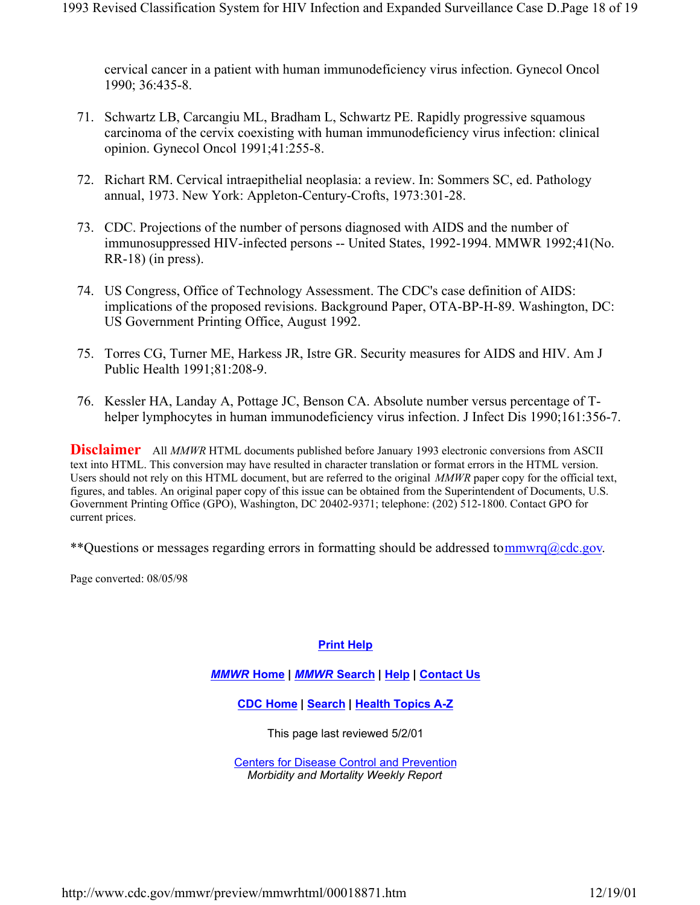cervical cancer in a patient with human immunodeficiency virus infection. Gynecol Oncol 1990; 36:435-8.

71. Schwartz LB, Carcangiu ML, Bradham L, Schwartz PE. Rapidly progressive squamous carcinoma of the cervix coexisting with human immunodeficiency virus infection: clinical opinion. Gynecol Oncol 1991;41:255-8.

72. Richart RM. Cervical intraepithelial neoplasia: a review. In: Sommers SC, ed. Pathology annual, 1973. New York: Appleton-Century-Crofts, 1973:301-28.

73. CDC. Projections of the number of persons diagnosed with AIDS and the number of immunosuppressed HIV-infected persons -- United States, 1992-1994. MMWR 1992;41(No. RR-18) (in press).

74. US Congress, Office of Technology Assessment. The CDC's case definition of AIDS: implications of the proposed revisions. Background Paper, OTA-BP-H-89. Washington, DC: US Government Printing Office, August 1992.

75. Torres CG, Turner ME, Harkess JR, Istre GR. Security measures for AIDS and HIV. Am J Public Health 1991;81:208-9.

76. Kessler HA, Landay A, Pottage JC, Benson CA. Absolute number versus percentage of T-helper lymphocytes in human immunodeficiency virus infection. J Infect Dis 1990;161:356-7.

**Disclaimer** All *MMWR* HTML documents published before January 1993 electronic conversions from ASCII text into HTML. This conversion may have resulted in character translation or format errors in the HTML version. Users should not rely on this HTML document, but are referred to the original *MMWR* paper copy for the official text, figures, and tables. An original paper copy of this issue can be obtained from the Superintendent of Documents, U.S. Government Printing Office (GPO), Washington, DC 20402-9371; telephone: (202) 512-1800. Contact GPO for current prices.

**Questions or messages regarding errors in formatting should be addressed to mmwrq@cdc.gov.

Page converted: 08/05/98

**Print Help**

***MMWR* Home** | ***MMWR* Search** | **Help** | **Contact Us**

**CDC Home** | **Search** | **Health Topics A-Z**

This page last reviewed 5/2/01

Centers for Disease Control and Prevention
*Morbidity and Mortality Weekly Report*